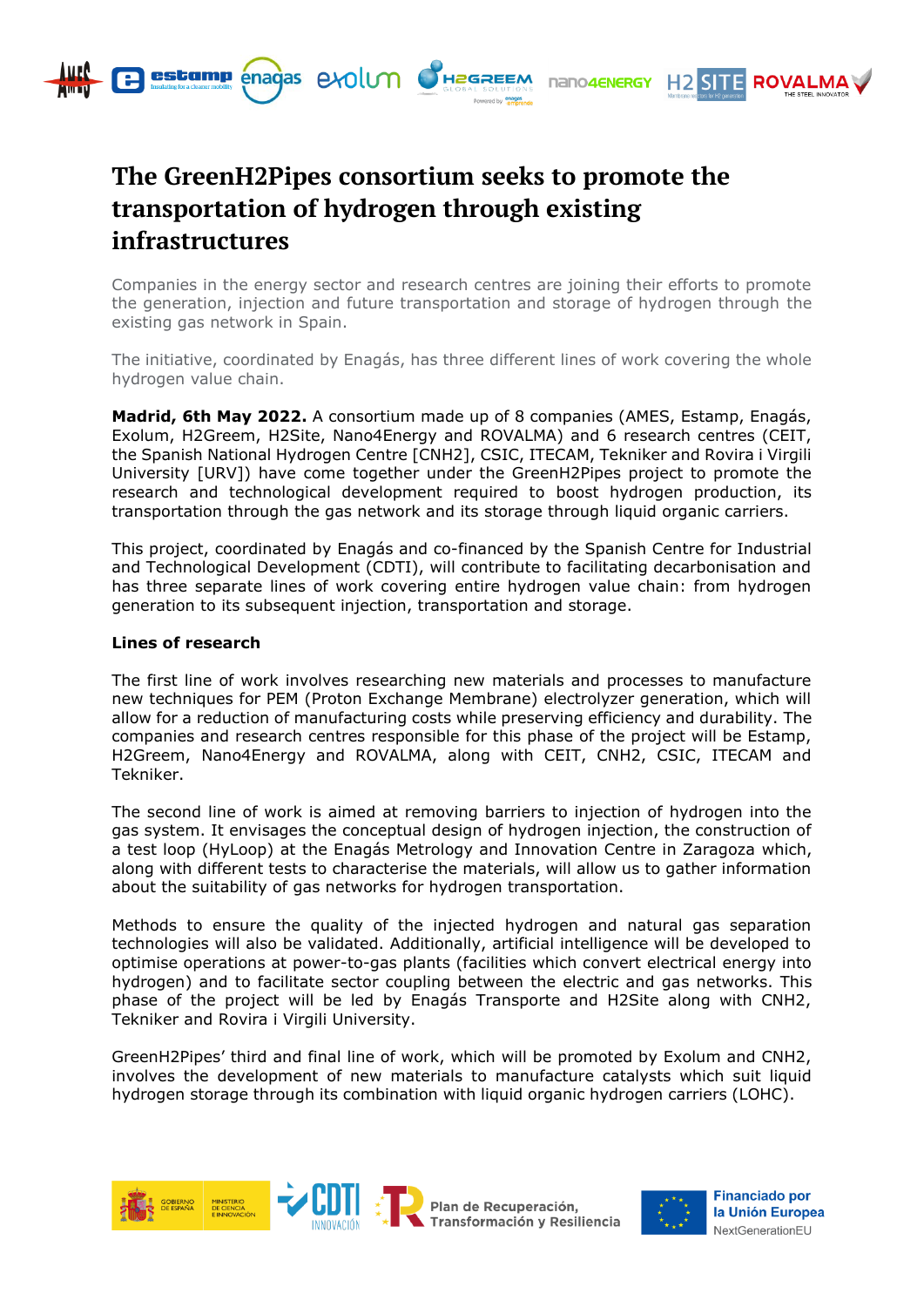# The GreenH2Pipes consortium seeks to promote the transportation of hydrogen through existing infrastructures

Companies in the energy sector and research centres are joining their efforts to promote the generation, injection and future transportation and storage of hydrogen through the existing gas network in Spain.

The initiative, coordinated by Enagás, has three different lines of work covering the whole hydrogen value chain.

**Madrid, 6th May 2022.** A consortium made up of 8 companies (AMES, Estamp, Enagás, Exolum, H2Greem, H2Site, Nano4Energy and ROVALMA) and 6 research centres (CEIT, the Spanish National Hydrogen Centre [CNH2], CSIC, ITECAM, Tekniker and Rovira i Virgili University [URV]) have come together under the GreenH2Pipes project to promote the research and technological development required to boost hydrogen production, its transportation through the gas network and its storage through liquid organic carriers.

This project, coordinated by Enagás and co-financed by the Spanish Centre for Industrial and Technological Development (CDTI), will contribute to facilitating decarbonisation and has three separate lines of work covering entire hydrogen value chain: from hydrogen generation to its subsequent injection, transportation and storage.

## Lines of research

The first line of work involves researching new materials and processes to manufacture new techniques for PEM (Proton Exchange Membrane) electrolyzer generation, which will allow for a reduction of manufacturing costs while preserving efficiency and durability. The companies and research centres responsible for this phase of the project are Estamp, H2Greem, Nano4Energy and ROVALMA, along with CEIT, CNH2, CSIC, ITECAM and Tekniker.

The second line of work is aimed at removing barriers to injection of hydrogen into the gas system. It envisages the conceptual design of hydrogen injection, the construction of a test loop (HyLoop) at the Enagás Metrology and Innovation Centre in Zaragoza which, along with different tests to characterise the materials, will allow us to gather information about the suitability of gas networks for hydrogen transportation.

Methods to ensure the quality of the injected hydrogen and natural gas separation technologies will also be validated. Additionally, artificial intelligence will be developed to optimise operations at power-to-gas plants (facilities which convert electrical energy into hydrogen) and to facilitate sector coupling between the electric and gas networks. This phase of the project will be led by Enagás Transporte and H2Site along with CNH2, Tekniker and Rovira i Virgili University.

GreenH2Pipes' third and final line of work, which will be promoted by Exolum and CNH2, involves the development of new materials to manufacture catalysts which suit liquid hydrogen storage through its combination with liquid organic hydrogen carriers (LOHC).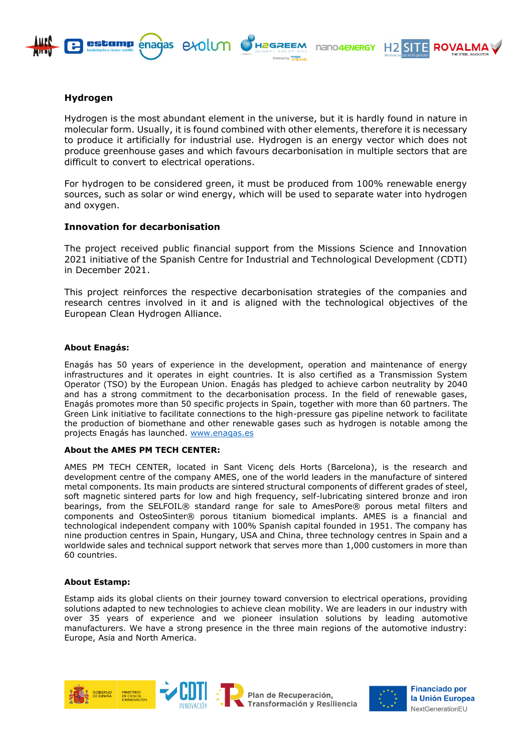## Hydrogen

Hydrogen is the most abundant element in the universe, but it is hardly found in nature in molecular form. Usually, it is found combined with other elements, therefore it is necessary to produce it artificially for industrial use. Hydrogen is an energy vector which does not produce greenhouse gases and which favours decarbonisation in multiple sectors that are difficult to convert to electrical operations.

For hydrogen to be considered green, it must be produced from 100% renewable energy sources, such as solar or wind energy, which will be used to separate water into hydrogen and oxygen.

## Innovation for decarbonisation

The project received public financial support from the Missions Science and Innovation 2021 initiative of the Spanish Centre for Industrial and Technological Development (CDTI) in December 2021.

This project reinforces the respective decarbonisation strategies of the companies and research centres involved in it and is aligned with the technological objectives of the European Clean Hydrogen Alliance.

### About Enagás:

Enagás has 50 years of experience in the development, operation and maintenance of energy infrastructures and it operates in eight countries. It is also certified as a Transmission System Operator (TSO) by the European Union. Enagás has pledged to achieve carbon neutrality by 2040 and has a strong commitment to the decarbonisation process. In the field of renewable gases, Enagás promotes more than 50 specific projects in Spain, together with more than 60 partners. The Green Link initiative to facilitate connections to the high-pressure gas pipeline network to facilitate the production of biomethane and other renewable gases such as hydrogen is notable among the projects Enagás has launched. www.enagas.es

### About the AMES PM TECH CENTER:

AMES PM TECH CENTER, located in Sant Vicenç dels Horts (Barcelona), is the research and development centre of the company AMES, one of the world leaders in the manufacture of sintered metal components. Its main products are sintered structural components of different grades of steel, soft magnetic sintered parts for low and high frequency, self-lubricating sintered bronze and iron bearings, from the SELFOIL® standard range for sale to AmesPore® porous metal filters and components and OsteoSinter® porous titanium biomedical implants. AMES is a financial and technological independent company with 100% Spanish capital founded in 1951. The company has nine production centres in Spain, Hungary, USA and China, three technology centres in Spain and a worldwide sales and technical support network that serves more than 1,000 customers in more than 60 countries.

### About Estamp:

Estamp aids its global clients on their journey toward conversion to electrical operations, providing solutions adapted to new technologies to achieve clean mobility. We are leaders in our industry with over 35 years of experience and we pioneer insulation solutions by leading automotive manufacturers. We have a strong presence in the three main regions of the automotive industry: Europe, Asia and North America.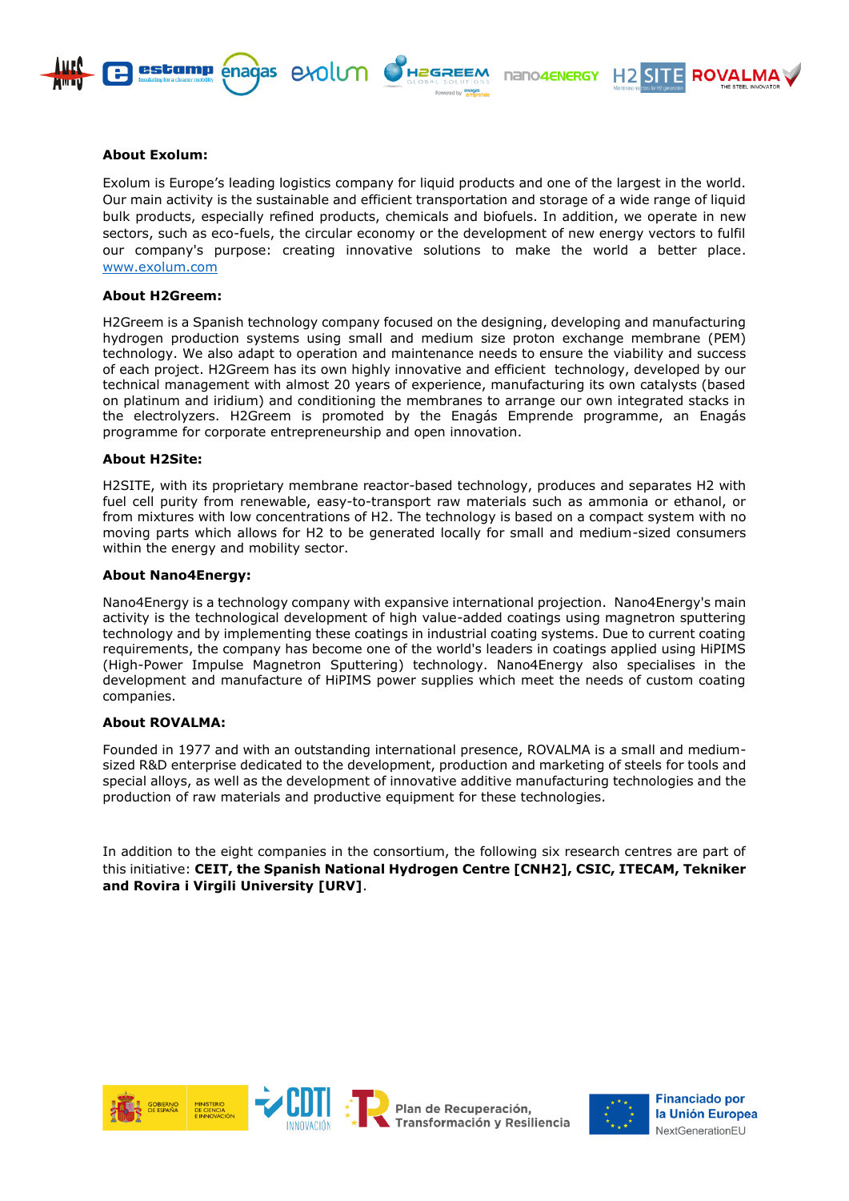**About Exolum:**

Exolum is Europe's leading logistics company for liquid products and one of the largest in the world. Our main activity is the sustainable and efficient transportation and storage of a wide range of liquid bulk products, especially refined products, chemicals and biofuels. In addition, we operate in new sectors, such as eco-fuels, the circular economy or the development of new energy vectors to fulfil our company's purpose: creating innovative solutions to make the world a better place. www.exolum.com

**About H2Greem:**

H2Greem is a Spanish technology company focused on the designing, developing and manufacturing hydrogen production systems using small and medium size proton exchange membrane (PEM) technology. We also adapt to operation and maintenance needs to ensure the viability and success of each project. H2Greem has its own highly innovative and efficient technology, developed by our technical management with almost 20 years of experience, manufacturing its own catalysts (based on platinum and iridium) and conditioning the membranes to arrange our own integrated stacks in the electrolyzers. H2Greem is promoted by the Enagás Emprende programme, an Enagás programme for corporate entrepreneurship and open innovation.

**About H2Site:**

H2SITE, with its proprietary membrane reactor-based technology, produces and separates H2 with fuel cell purity from renewable, easy-to-transport raw materials such as ammonia or ethanol, or from mixtures with low concentrations of H2. The technology is based on a compact system with no moving parts which allows for H2 to be generated locally for small and medium-sized consumers within the energy and mobility sector.

**About Nano4Energy:**

Nano4Energy is a technology company with expansive international projection. Nano4Energy's main activity is the technological development of high value-added coatings using magnetron sputtering technology and by implementing these coatings in industrial coating systems. Due to current coating requirements, the company has become one of the world's leaders in coatings applied using HiPIMS (High-Power Impulse Magnetron Sputtering) technology. Nano4Energy also specialises in the development and manufacture of HiPIMS power supplies which meet the needs of custom coating companies.

**About ROVALMA:**

Founded in 1977 and with an outstanding international presence, ROVALMA is a small and medium-sized R&D enterprise dedicated to the development, production and marketing of steels for tools and special alloys, as well as the development of innovative additive manufacturing technologies and the production of raw materials and productive equipment for these technologies.

In addition to the eight companies in the consortium, the following six research centres are part of this initiative: **CEIT, the Spanish National Hydrogen Centre [CNH2], CSIC, ITECAM, Tekniker and Rovira i Virgili University [URV]**.